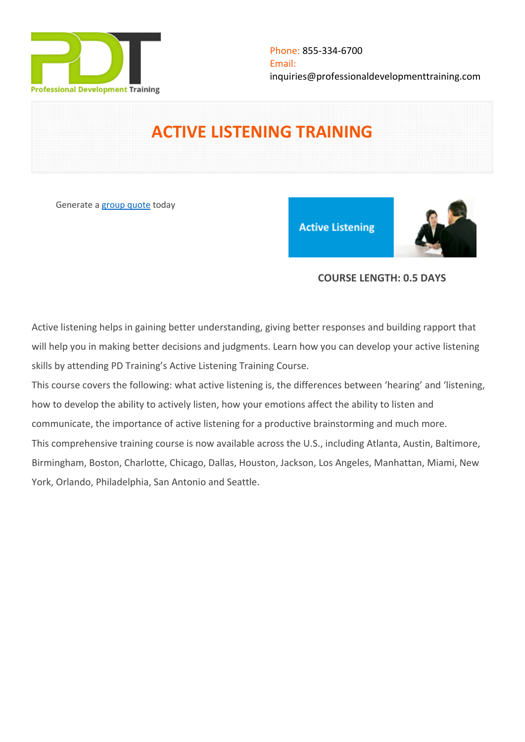Professional Development Training

Phone: 855-334-6700
Email:
inquiries@professionaldevelopmenttraining.com

# ACTIVE LISTENING TRAINING

Generate a group quote today

Active Listening

**COURSE LENGTH: 0.5 DAYS**

Active listening helps in gaining better understanding, giving better responses and building rapport that will help you in making better decisions and judgments. Learn how you can develop your active listening skills by attending PD Training's Active Listening Training Course.

This course covers the following: what active listening is, the differences between 'hearing' and 'listening, how to develop the ability to actively listen, how your emotions affect the ability to listen and communicate, the importance of active listening for a productive brainstorming and much more.

This comprehensive training course is now available across the U.S., including Atlanta, Austin, Baltimore, Birmingham, Boston, Charlotte, Chicago, Dallas, Houston, Jackson, Los Angeles, Manhattan, Miami, New York, Orlando, Philadelphia, San Antonio and Seattle.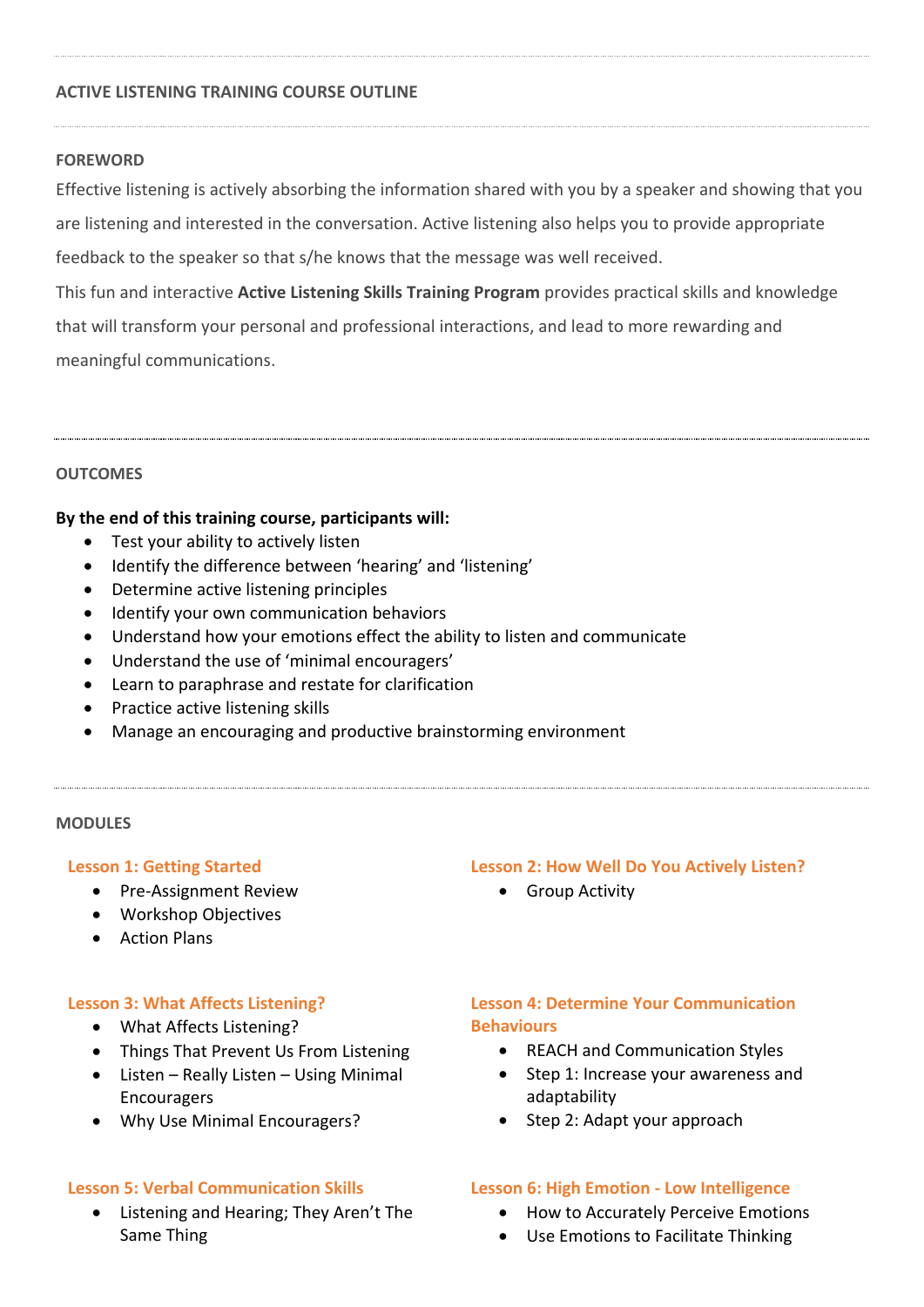## ACTIVE LISTENING TRAINING COURSE OUTLINE

### FOREWORD

Effective listening is actively absorbing the information shared with you by a speaker and showing that you are listening and interested in the conversation. Active listening also helps you to provide appropriate feedback to the speaker so that s/he knows that the message was well received.

This fun and interactive **Active Listening Skills Training Program** provides practical skills and knowledge that will transform your personal and professional interactions, and lead to more rewarding and meaningful communications.

### OUTCOMES

**By the end of this training course, participants will:**

- Test your ability to actively listen
- Identify the difference between 'hearing' and 'listening'
- Determine active listening principles
- Identify your own communication behaviors
- Understand how your emotions effect the ability to listen and communicate
- Understand the use of 'minimal encouragers'
- Learn to paraphrase and restate for clarification
- Practice active listening skills
- Manage an encouraging and productive brainstorming environment

### MODULES

#### Lesson 1: Getting Started

- Pre-Assignment Review
- Workshop Objectives
- Action Plans

#### Lesson 2: How Well Do You Actively Listen?

- Group Activity

#### Lesson 3: What Affects Listening?

- What Affects Listening?
- Things That Prevent Us From Listening
- Listen – Really Listen – Using Minimal Encouragers
- Why Use Minimal Encouragers?

#### Lesson 4: Determine Your Communication Behaviours

- REACH and Communication Styles
- Step 1: Increase your awareness and adaptability
- Step 2: Adapt your approach

#### Lesson 5: Verbal Communication Skills

- Listening and Hearing; They Aren't The Same Thing

#### Lesson 6: High Emotion - Low Intelligence

- How to Accurately Perceive Emotions
- Use Emotions to Facilitate Thinking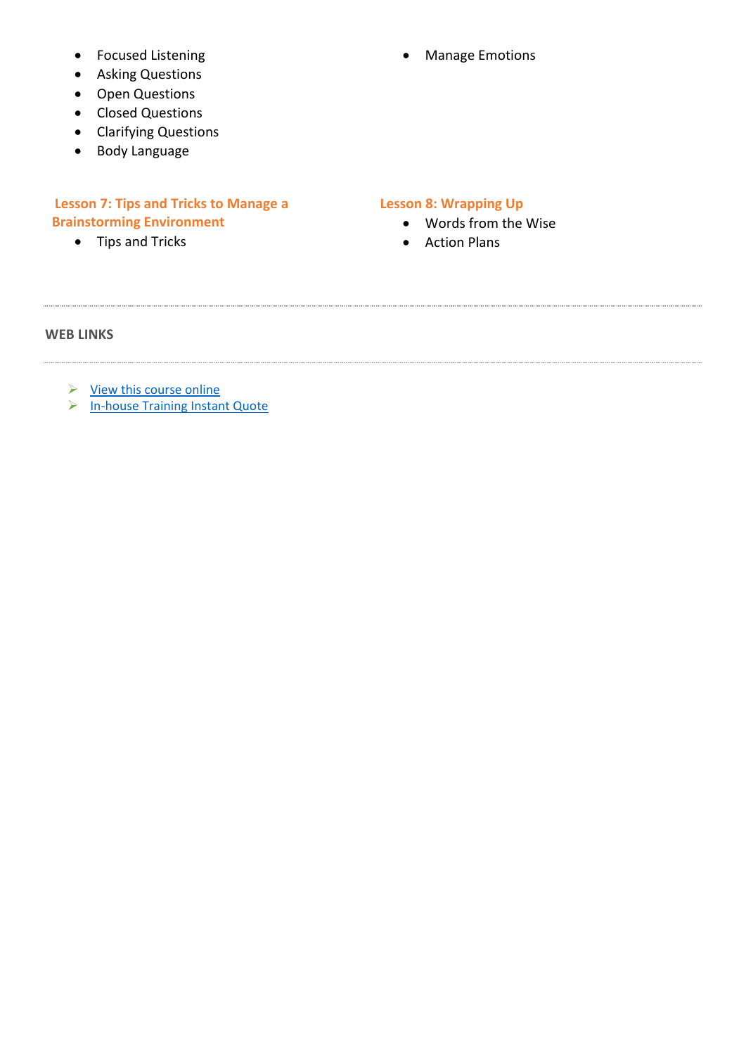- Focused Listening
- Asking Questions
- Open Questions
- Closed Questions
- Clarifying Questions
- Body Language
- Manage Emotions

### Lesson 7: Tips and Tricks to Manage a Brainstorming Environment

- Tips and Tricks

### Lesson 8: Wrapping Up

- Words from the Wise
- Action Plans

---

## WEB LINKS

---

- View this course online
- In-house Training Instant Quote